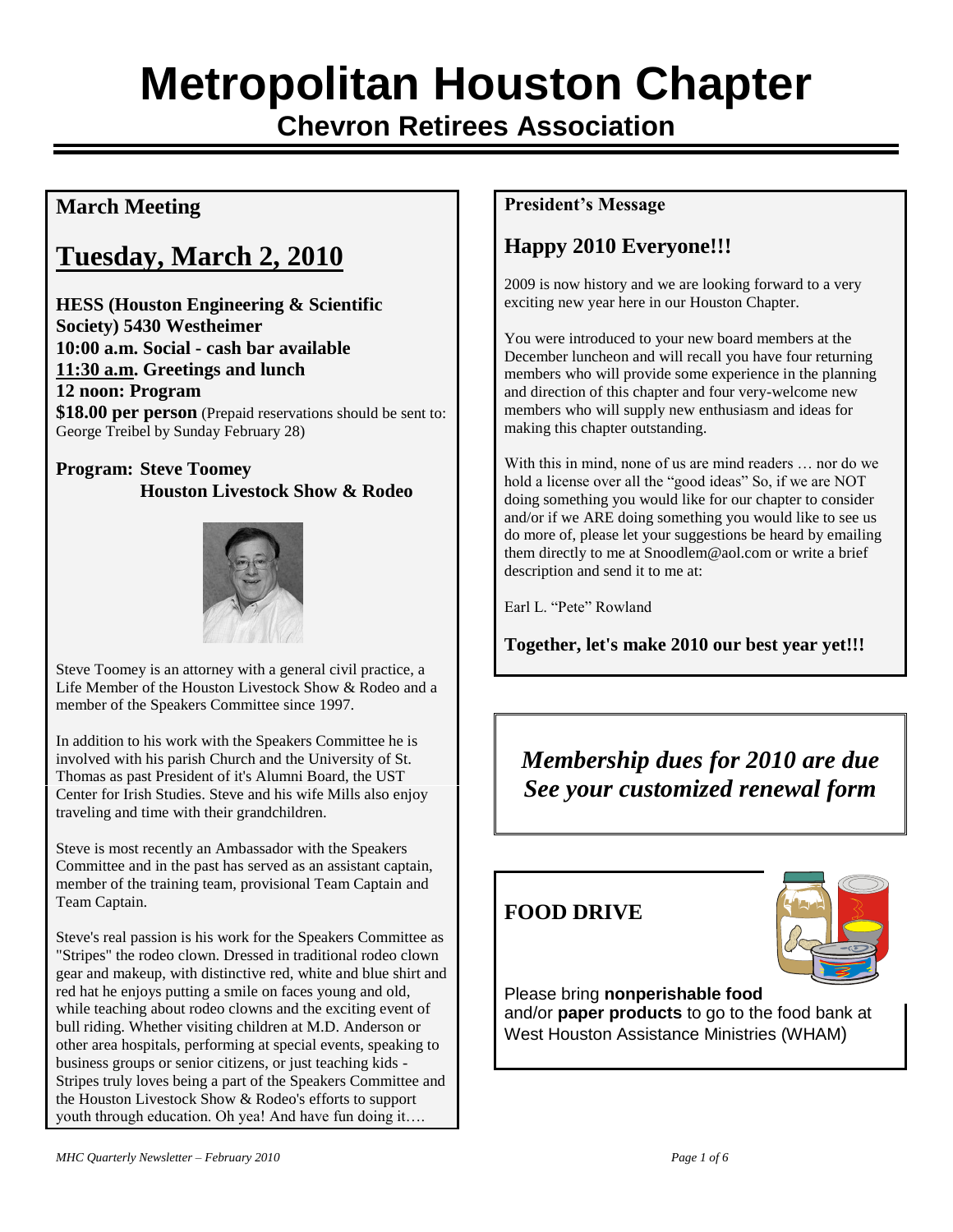# Metropolitan Houston Chapter

## Chevron Retirees Association

### March Meeting

## Tuesday, March 2, 2010

**HESS (Houston Engineering & Scientific Society) 5430 Westheimer**
**10:00 a.m. Social - cash bar available**
**11:30 a.m. Greetings and lunch**
**12 noon: Program**
**$18.00 per person** (Prepaid reservations should be sent to: George Treibel by Sunday February 28)

**Program: Steve Toomey**
**Houston Livestock Show & Rodeo**

Steve Toomey is an attorney with a general civil practice, a Life Member of the Houston Livestock Show & Rodeo and a member of the Speakers Committee since 1997.

In addition to his work with the Speakers Committee he is involved with his parish Church and the University of St. Thomas as past President of it's Alumni Board, the UST Center for Irish Studies. Steve and his wife Mills also enjoy traveling and time with their grandchildren.

Steve is most recently an Ambassador with the Speakers Committee and in the past has served as an assistant captain, member of the training team, provisional Team Captain and Team Captain.

Steve's real passion is his work for the Speakers Committee as "Stripes" the rodeo clown. Dressed in traditional rodeo clown gear and makeup, with distinctive red, white and blue shirt and red hat he enjoys putting a smile on faces young and old, while teaching about rodeo clowns and the exciting event of bull riding. Whether visiting children at M.D. Anderson or other area hospitals, performing at special events, speaking to business groups or senior citizens, or just teaching kids - Stripes truly loves being a part of the Speakers Committee and the Houston Livestock Show & Rodeo's efforts to support youth through education. Oh yea! And have fun doing it….

### President's Message

## Happy 2010 Everyone!!!

2009 is now history and we are looking forward to a very exciting new year here in our Houston Chapter.

You were introduced to your new board members at the December luncheon and will recall you have four returning members who will provide some experience in the planning and direction of this chapter and four very-welcome new members who will supply new enthusiasm and ideas for making this chapter outstanding.

With this in mind, none of us are mind readers … nor do we hold a license over all the "good ideas" So, if we are NOT doing something you would like for our chapter to consider and/or if we ARE doing something you would like to see us do more of, please let your suggestions be heard by emailing them directly to me at Snoodlem@aol.com or write a brief description and send it to me at:

Earl L. "Pete" Rowland

**Together, let's make 2010 our best year yet!!!**

***Membership dues for 2010 are due***
***See your customized renewal form***

## FOOD DRIVE

Please bring **nonperishable food** and/or **paper products** to go to the food bank at West Houston Assistance Ministries (WHAM)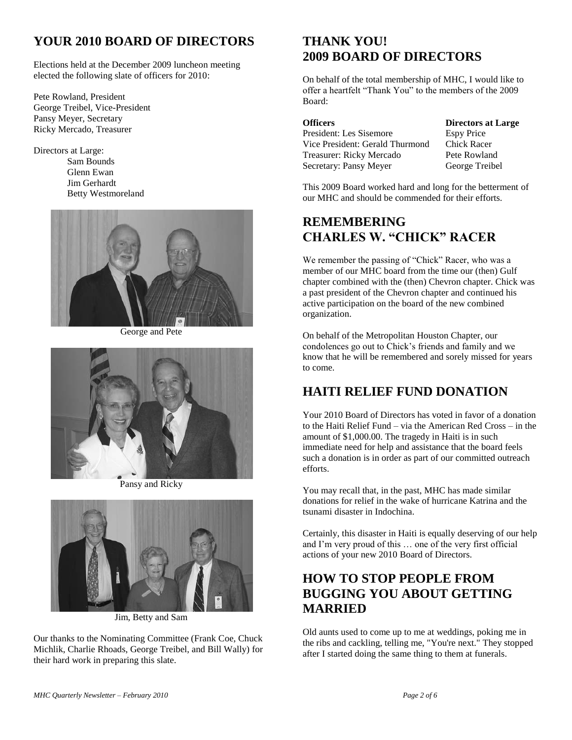## YOUR 2010 BOARD OF DIRECTORS

Elections held at the December 2009 luncheon meeting elected the following slate of officers for 2010:

Pete Rowland, President
George Treibel, Vice-President
Pansy Meyer, Secretary
Ricky Mercado, Treasurer

Directors at Large:
- Sam Bounds
- Glenn Ewan
- Jim Gerhardt
- Betty Westmoreland

George and Pete

Pansy and Ricky

Jim, Betty and Sam

Our thanks to the Nominating Committee (Frank Coe, Chuck Michlik, Charlie Rhoads, George Treibel, and Bill Wally) for their hard work in preparing this slate.

## THANK YOU! 2009 BOARD OF DIRECTORS

On behalf of the total membership of MHC, I would like to offer a heartfelt "Thank You" to the members of the 2009 Board:

| Officers | Directors at Large |
|---|---|
| President: Les Sisemore | Espy Price |
| Vice President: Gerald Thurmond | Chick Racer |
| Treasurer: Ricky Mercado | Pete Rowland |
| Secretary: Pansy Meyer | George Treibel |

This 2009 Board worked hard and long for the betterment of our MHC and should be commended for their efforts.

## REMEMBERING CHARLES W. "CHICK" RACER

We remember the passing of "Chick" Racer, who was a member of our MHC board from the time our (then) Gulf chapter combined with the (then) Chevron chapter. Chick was a past president of the Chevron chapter and continued his active participation on the board of the new combined organization.

On behalf of the Metropolitan Houston Chapter, our condolences go out to Chick's friends and family and we know that he will be remembered and sorely missed for years to come.

## HAITI RELIEF FUND DONATION

Your 2010 Board of Directors has voted in favor of a donation to the Haiti Relief Fund – via the American Red Cross – in the amount of $1,000.00. The tragedy in Haiti is in such immediate need for help and assistance that the board feels such a donation is in order as part of our committed outreach efforts.

You may recall that, in the past, MHC has made similar donations for relief in the wake of hurricane Katrina and the tsunami disaster in Indochina.

Certainly, this disaster in Haiti is equally deserving of our help and I'm very proud of this … one of the very first official actions of your new 2010 Board of Directors.

## HOW TO STOP PEOPLE FROM BUGGING YOU ABOUT GETTING MARRIED

Old aunts used to come up to me at weddings, poking me in the ribs and cackling, telling me, "You're next." They stopped after I started doing the same thing to them at funerals.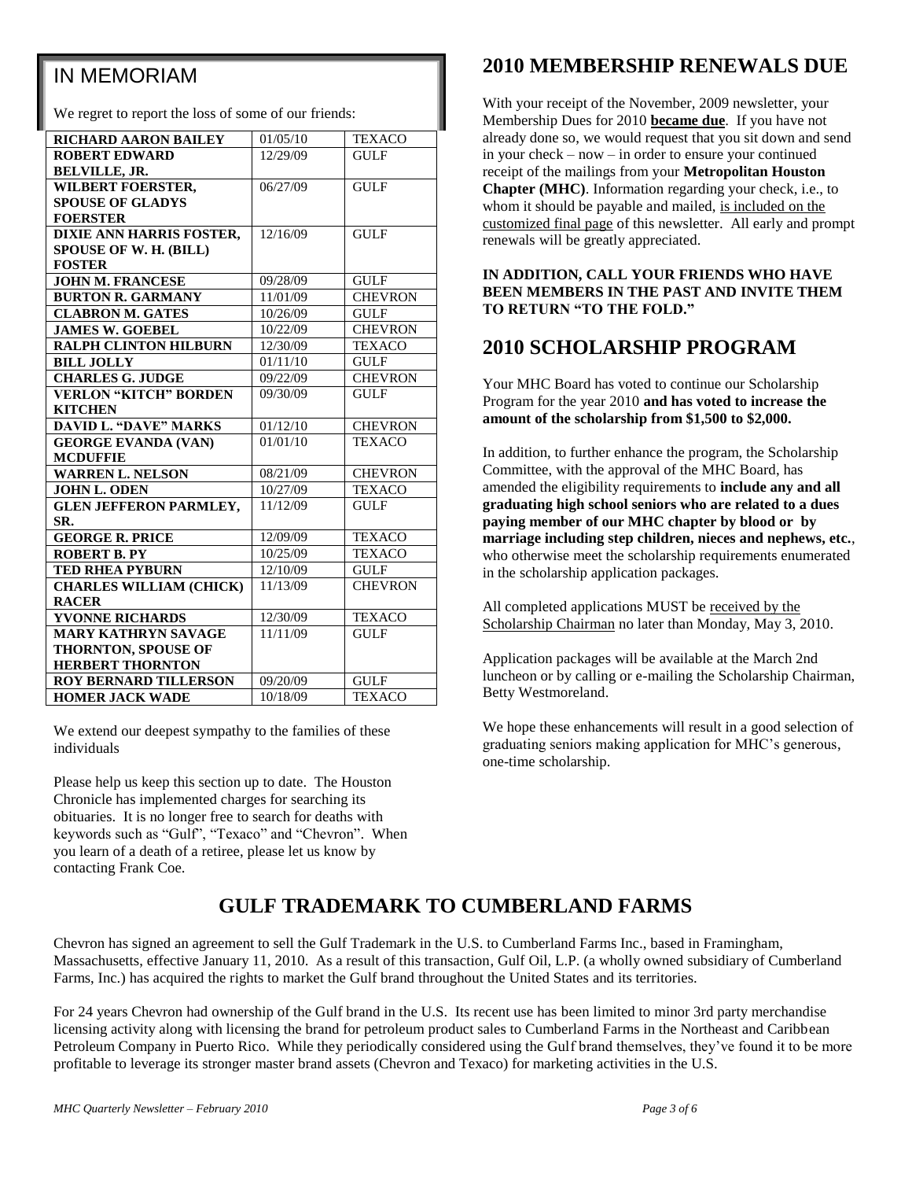## IN MEMORIAM

We regret to report the loss of some of our friends:

| | | |
|---|---|---|
| **RICHARD AARON BAILEY** | 01/05/10 | TEXACO |
| **ROBERT EDWARD BELVILLE, JR.** | 12/29/09 | GULF |
| **WILBERT FOERSTER, SPOUSE OF GLADYS FOERSTER** | 06/27/09 | GULF |
| **DIXIE ANN HARRIS FOSTER, SPOUSE OF W. H. (BILL) FOSTER** | 12/16/09 | GULF |
| **JOHN M. FRANCESE** | 09/28/09 | GULF |
| **BURTON R. GARMANY** | 11/01/09 | CHEVRON |
| **CLABRON M. GATES** | 10/26/09 | GULF |
| **JAMES W. GOEBEL** | 10/22/09 | CHEVRON |
| **RALPH CLINTON HILBURN** | 12/30/09 | TEXACO |
| **BILL JOLLY** | 01/11/10 | GULF |
| **CHARLES G. JUDGE** | 09/22/09 | CHEVRON |
| **VERLON "KITCH" BORDEN KITCHEN** | 09/30/09 | GULF |
| **DAVID L. "DAVE" MARKS** | 01/12/10 | CHEVRON |
| **GEORGE EVANDA (VAN) MCDUFFIE** | 01/01/10 | TEXACO |
| **WARREN L. NELSON** | 08/21/09 | CHEVRON |
| **JOHN L. ODEN** | 10/27/09 | TEXACO |
| **GLEN JEFFERON PARMLEY, SR.** | 11/12/09 | GULF |
| **GEORGE R. PRICE** | 12/09/09 | TEXACO |
| **ROBERT B. PY** | 10/25/09 | TEXACO |
| **TED RHEA PYBURN** | 12/10/09 | GULF |
| **CHARLES WILLIAM (CHICK) RACER** | 11/13/09 | CHEVRON |
| **YVONNE RICHARDS** | 12/30/09 | TEXACO |
| **MARY KATHRYN SAVAGE THORNTON, SPOUSE OF HERBERT THORNTON** | 11/11/09 | GULF |
| **ROY BERNARD TILLERSON** | 09/20/09 | GULF |
| **HOMER JACK WADE** | 10/18/09 | TEXACO |

We extend our deepest sympathy to the families of these individuals

Please help us keep this section up to date. The Houston Chronicle has implemented charges for searching its obituaries. It is no longer free to search for deaths with keywords such as "Gulf", "Texaco" and "Chevron". When you learn of a death of a retiree, please let us know by contacting Frank Coe.

## 2010 MEMBERSHIP RENEWALS DUE

With your receipt of the November, 2009 newsletter, your Membership Dues for 2010 **became due**. If you have not already done so, we would request that you sit down and send in your check – now – in order to ensure your continued receipt of the mailings from your **Metropolitan Houston Chapter (MHC)**. Information regarding your check, i.e., to whom it should be payable and mailed, is included on the customized final page of this newsletter. All early and prompt renewals will be greatly appreciated.

**IN ADDITION, CALL YOUR FRIENDS WHO HAVE BEEN MEMBERS IN THE PAST AND INVITE THEM TO RETURN "TO THE FOLD."**

## 2010 SCHOLARSHIP PROGRAM

Your MHC Board has voted to continue our Scholarship Program for the year 2010 **and has voted to increase the amount of the scholarship from $1,500 to $2,000.**

In addition, to further enhance the program, the Scholarship Committee, with the approval of the MHC Board, has amended the eligibility requirements to **include any and all graduating high school seniors who are related to a dues paying member of our MHC chapter by blood or by marriage including step children, nieces and nephews, etc.**, who otherwise meet the scholarship requirements enumerated in the scholarship application packages.

All completed applications MUST be received by the Scholarship Chairman no later than Monday, May 3, 2010.

Application packages will be available at the March 2nd luncheon or by calling or e-mailing the Scholarship Chairman, Betty Westmoreland.

We hope these enhancements will result in a good selection of graduating seniors making application for MHC's generous, one-time scholarship.

## GULF TRADEMARK TO CUMBERLAND FARMS

Chevron has signed an agreement to sell the Gulf Trademark in the U.S. to Cumberland Farms Inc., based in Framingham, Massachusetts, effective January 11, 2010. As a result of this transaction, Gulf Oil, L.P. (a wholly owned subsidiary of Cumberland Farms, Inc.) has acquired the rights to market the Gulf brand throughout the United States and its territories.

For 24 years Chevron had ownership of the Gulf brand in the U.S. Its recent use has been limited to minor 3rd party merchandise licensing activity along with licensing the brand for petroleum product sales to Cumberland Farms in the Northeast and Caribbean Petroleum Company in Puerto Rico. While they periodically considered using the Gulf brand themselves, they've found it to be more profitable to leverage its stronger master brand assets (Chevron and Texaco) for marketing activities in the U.S.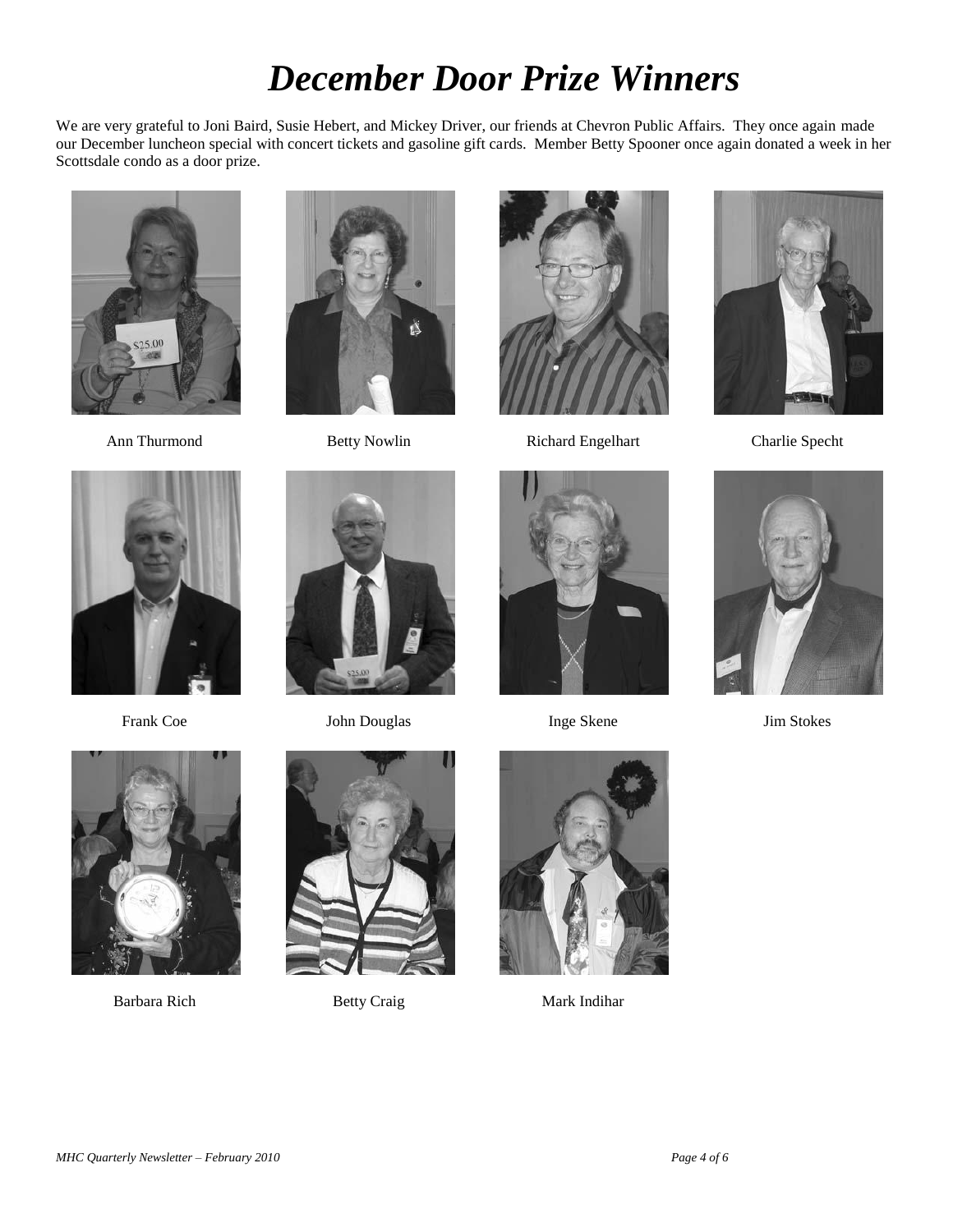# *December Door Prize Winners*

We are very grateful to Joni Baird, Susie Hebert, and Mickey Driver, our friends at Chevron Public Affairs. They once again made our December luncheon special with concert tickets and gasoline gift cards. Member Betty Spooner once again donated a week in her Scottsdale condo as a door prize.

Ann Thurmond

Betty Nowlin

Richard Engelhart

Charlie Specht

Frank Coe

John Douglas

Inge Skene

Jim Stokes

Barbara Rich

Betty Craig

Mark Indihar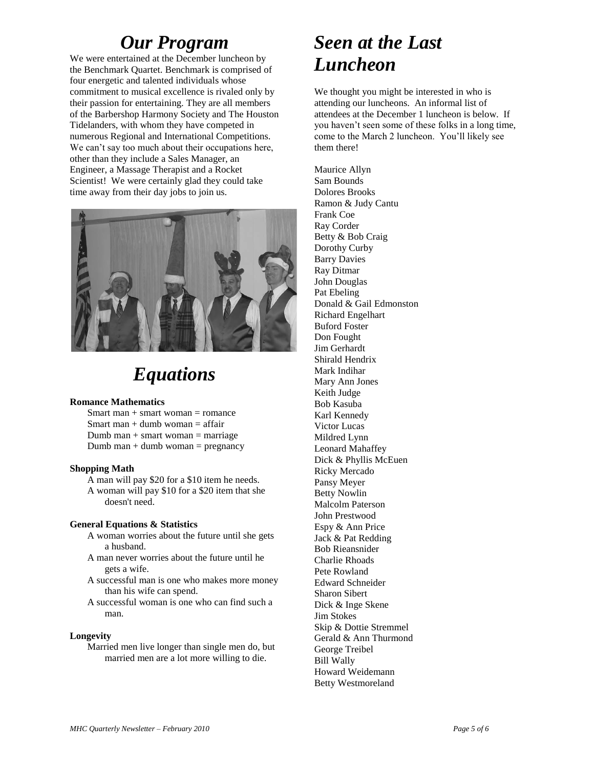# Our Program

We were entertained at the December luncheon by the Benchmark Quartet. Benchmark is comprised of four energetic and talented individuals whose commitment to musical excellence is rivaled only by their passion for entertaining. They are all members of the Barbershop Harmony Society and The Houston Tidelanders, with whom they have competed in numerous Regional and International Competitions. We can't say too much about their occupations here, other than they include a Sales Manager, an Engineer, a Massage Therapist and a Rocket Scientist! We were certainly glad they could take time away from their day jobs to join us.

# Equations

**Romance Mathematics**

Smart man + smart woman = romance
Smart man + dumb woman = affair
Dumb man + smart woman = marriage
Dumb man + dumb woman = pregnancy

**Shopping Math**

A man will pay $20 for a $10 item he needs.
A woman will pay $10 for a $20 item that she doesn't need.

**General Equations & Statistics**

A woman worries about the future until she gets a husband.
A man never worries about the future until he gets a wife.
A successful man is one who makes more money than his wife can spend.
A successful woman is one who can find such a man.

**Longevity**

Married men live longer than single men do, but married men are a lot more willing to die.

# Seen at the Last Luncheon

We thought you might be interested in who is attending our luncheons. An informal list of attendees at the December 1 luncheon is below. If you haven't seen some of these folks in a long time, come to the March 2 luncheon. You'll likely see them there!

Maurice Allyn
Sam Bounds
Dolores Brooks
Ramon & Judy Cantu
Frank Coe
Ray Corder
Betty & Bob Craig
Dorothy Curby
Barry Davies
Ray Ditmar
John Douglas
Pat Ebeling
Donald & Gail Edmonston
Richard Engelhart
Buford Foster
Don Fought
Jim Gerhardt
Shirald Hendrix
Mark Indihar
Mary Ann Jones
Keith Judge
Bob Kasuba
Karl Kennedy
Victor Lucas
Mildred Lynn
Leonard Mahaffey
Dick & Phyllis McEuen
Ricky Mercado
Pansy Meyer
Betty Nowlin
Malcolm Paterson
John Prestwood
Espy & Ann Price
Jack & Pat Redding
Bob Rieansnider
Charlie Rhoads
Pete Rowland
Edward Schneider
Sharon Sibert
Dick & Inge Skene
Jim Stokes
Skip & Dottie Stremmel
Gerald & Ann Thurmond
George Treibel
Bill Wally
Howard Weidemann
Betty Westmoreland